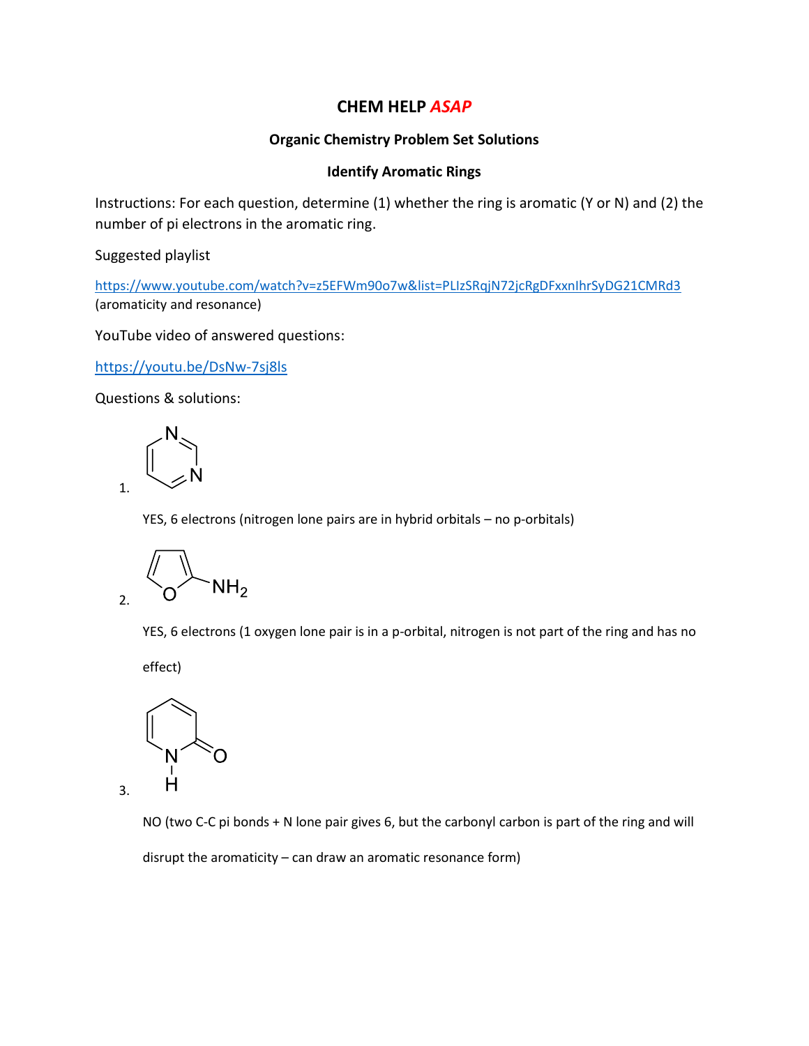# CHEM HELP *ASAP*

## Organic Chemistry Problem Set Solutions

### Identify Aromatic Rings

Instructions: For each question, determine (1) whether the ring is aromatic (Y or N) and (2) the number of pi electrons in the aromatic ring.

Suggested playlist

https://www.youtube.com/watch?v=z5EFWm90o7w&list=PLIzSRqjN72jcRgDFxxnIhrSyDG21CMRd3 (aromaticity and resonance)

YouTube video of answered questions:

https://youtu.be/DsNw-7sj8ls

Questions & solutions:

1.

YES, 6 electrons (nitrogen lone pairs are in hybrid orbitals – no p-orbitals)

2.

YES, 6 electrons (1 oxygen lone pair is in a p-orbital, nitrogen is not part of the ring and has no effect)

3.

NO (two C-C pi bonds + N lone pair gives 6, but the carbonyl carbon is part of the ring and will disrupt the aromaticity – can draw an aromatic resonance form)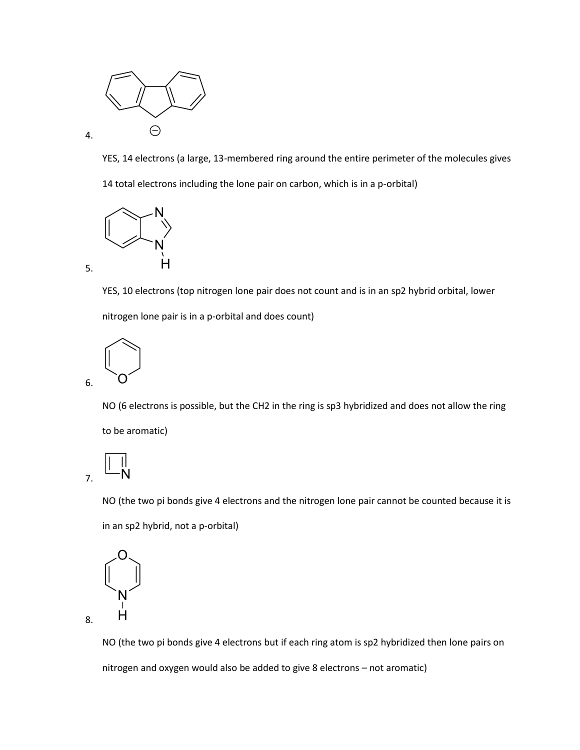4.

YES, 14 electrons (a large, 13-membered ring around the entire perimeter of the molecules gives 14 total electrons including the lone pair on carbon, which is in a p-orbital)

5.

YES, 10 electrons (top nitrogen lone pair does not count and is in an sp2 hybrid orbital, lower nitrogen lone pair is in a p-orbital and does count)

6.

NO (6 electrons is possible, but the CH2 in the ring is sp3 hybridized and does not allow the ring to be aromatic)

7.

NO (the two pi bonds give 4 electrons and the nitrogen lone pair cannot be counted because it is in an sp2 hybrid, not a p-orbital)

8.

NO (the two pi bonds give 4 electrons but if each ring atom is sp2 hybridized then lone pairs on nitrogen and oxygen would also be added to give 8 electrons – not aromatic)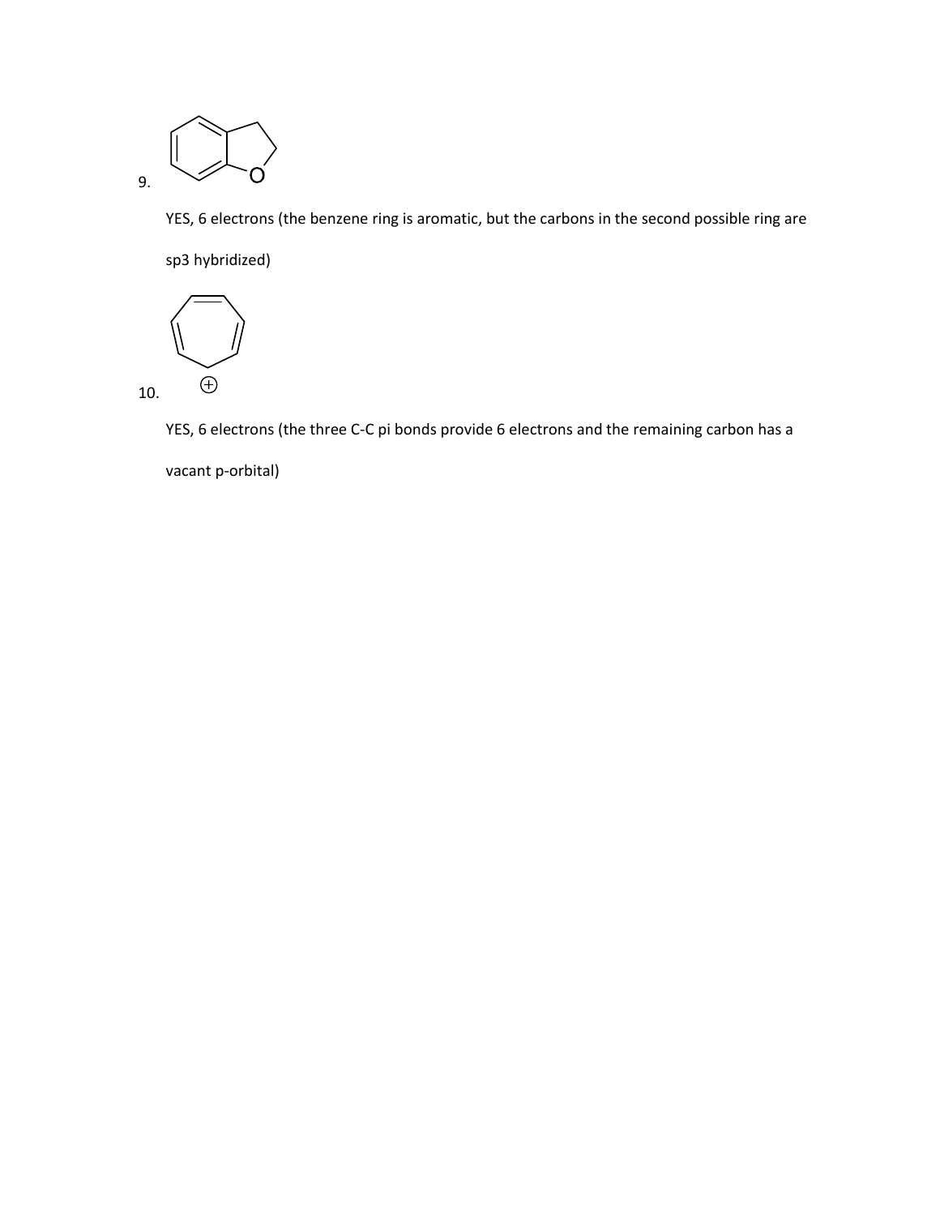9.

YES, 6 electrons (the benzene ring is aromatic, but the carbons in the second possible ring are sp3 hybridized)

10.

YES, 6 electrons (the three C-C pi bonds provide 6 electrons and the remaining carbon has a vacant p-orbital)